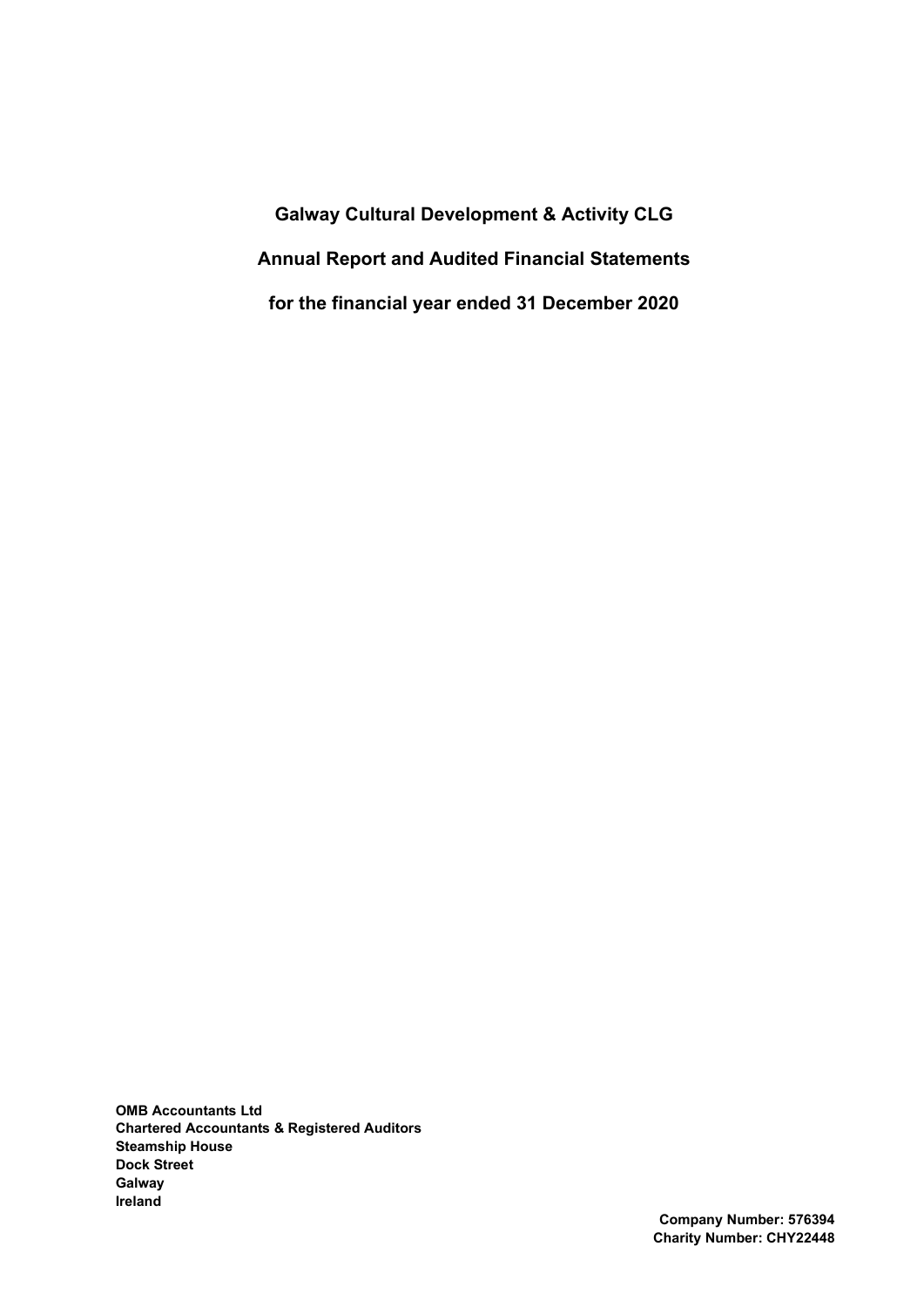# Galway Cultural Development & Activity CLG

## Annual Report and Audited Financial Statements

## for the financial year ended 31 December 2020

**OMB Accountants Ltd**
**Chartered Accountants & Registered Auditors**
**Steamship House**
**Dock Street**
**Galway**
**Ireland**

**Company Number: 576394**
**Charity Number: CHY22448**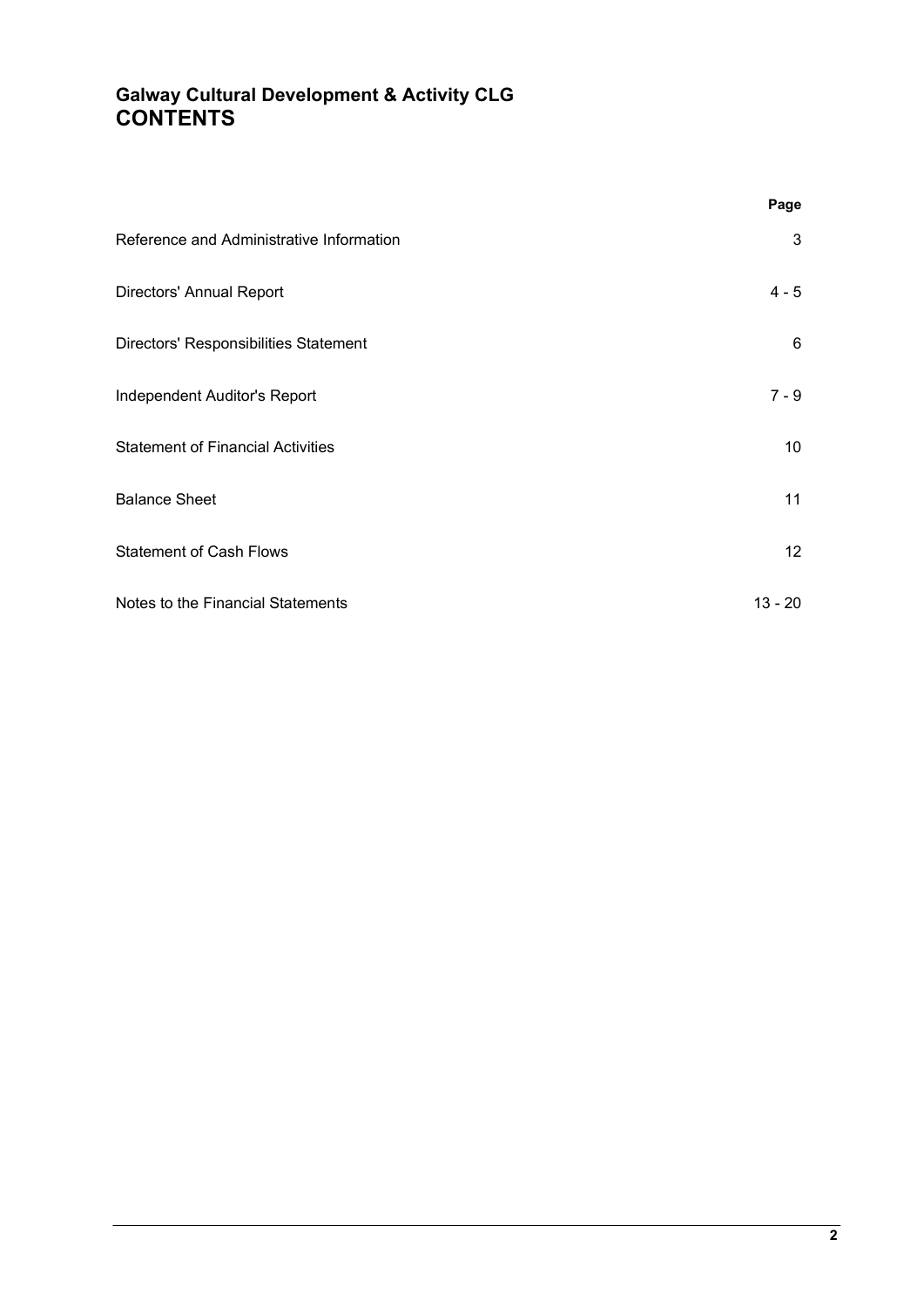## Galway Cultural Development & Activity CLG
# CONTENTS

| | Page |
|---|---|
| Reference and Administrative Information | 3 |
| Directors' Annual Report | 4 - 5 |
| Directors' Responsibilities Statement | 6 |
| Independent Auditor's Report | 7 - 9 |
| Statement of Financial Activities | 10 |
| Balance Sheet | 11 |
| Statement of Cash Flows | 12 |
| Notes to the Financial Statements | 13 - 20 |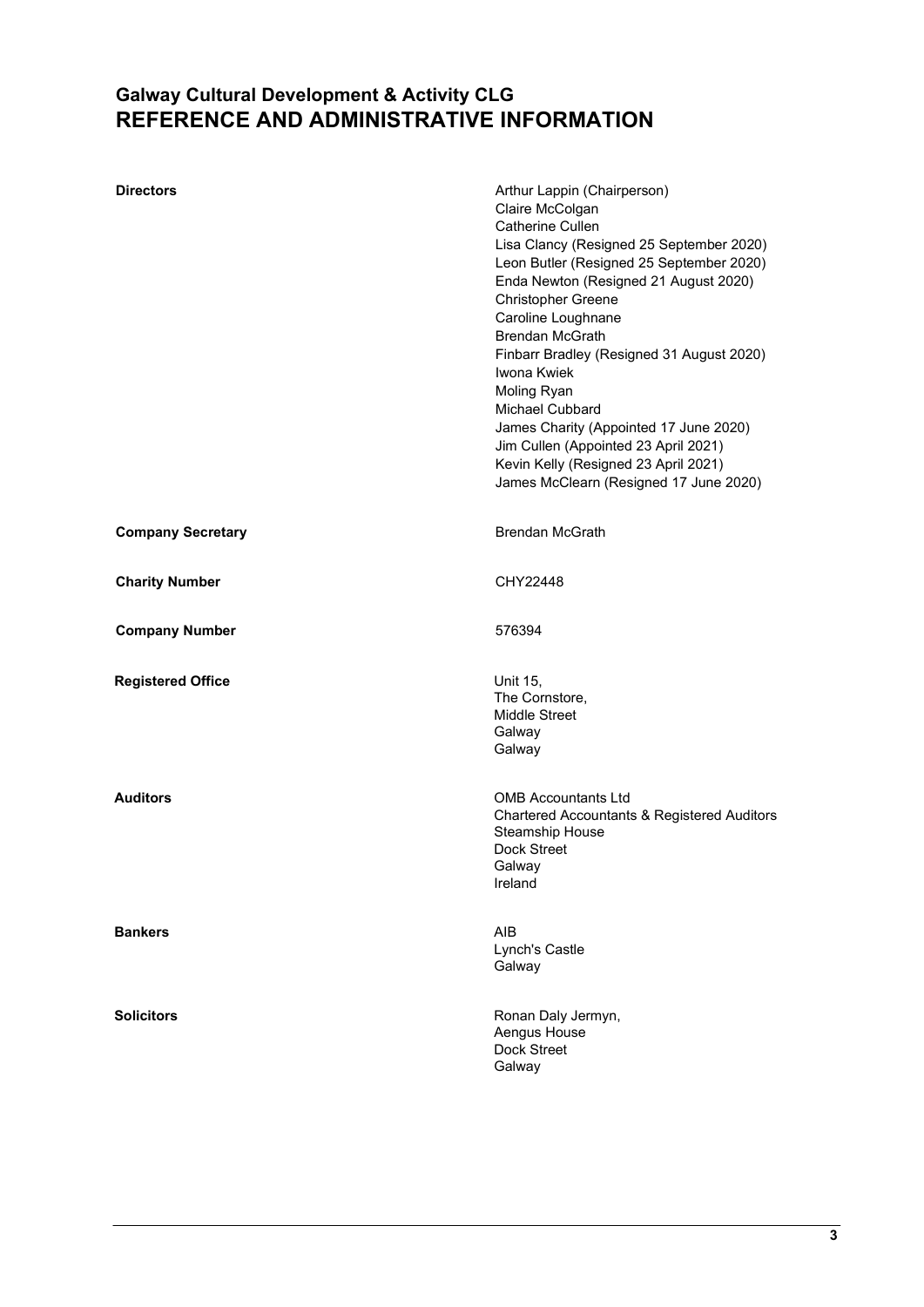# Galway Cultural Development & Activity CLG
# REFERENCE AND ADMINISTRATIVE INFORMATION

| | |
|---|---|
| **Directors** | Arthur Lappin (Chairperson)<br>Claire McColgan<br>Catherine Cullen<br>Lisa Clancy (Resigned 25 September 2020)<br>Leon Butler (Resigned 25 September 2020)<br>Enda Newton (Resigned 21 August 2020)<br>Christopher Greene<br>Caroline Loughnane<br>Brendan McGrath<br>Finbarr Bradley (Resigned 31 August 2020)<br>Iwona Kwiek<br>Moling Ryan<br>Michael Cubbard<br>James Charity (Appointed 17 June 2020)<br>Jim Cullen (Appointed 23 April 2021)<br>Kevin Kelly (Resigned 23 April 2021)<br>James McClearn (Resigned 17 June 2020) |
| **Company Secretary** | Brendan McGrath |
| **Charity Number** | CHY22448 |
| **Company Number** | 576394 |
| **Registered Office** | Unit 15,<br>The Cornstore,<br>Middle Street<br>Galway<br>Galway |
| **Auditors** | OMB Accountants Ltd<br>Chartered Accountants & Registered Auditors<br>Steamship House<br>Dock Street<br>Galway<br>Ireland |
| **Bankers** | AIB<br>Lynch's Castle<br>Galway |
| **Solicitors** | Ronan Daly Jermyn,<br>Aengus House<br>Dock Street<br>Galway |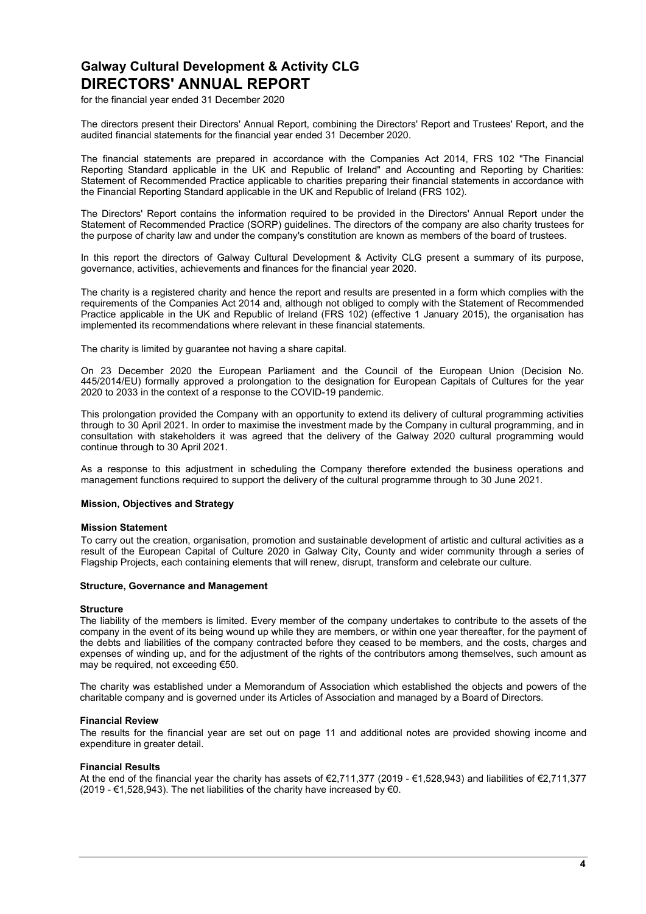# Galway Cultural Development & Activity CLG
# DIRECTORS' ANNUAL REPORT

for the financial year ended 31 December 2020

The directors present their Directors' Annual Report, combining the Directors' Report and Trustees' Report, and the audited financial statements for the financial year ended 31 December 2020.

The financial statements are prepared in accordance with the Companies Act 2014, FRS 102 "The Financial Reporting Standard applicable in the UK and Republic of Ireland" and Accounting and Reporting by Charities: Statement of Recommended Practice applicable to charities preparing their financial statements in accordance with the Financial Reporting Standard applicable in the UK and Republic of Ireland (FRS 102).

The Directors' Report contains the information required to be provided in the Directors' Annual Report under the Statement of Recommended Practice (SORP) guidelines. The directors of the company are also charity trustees for the purpose of charity law and under the company's constitution are known as members of the board of trustees.

In this report the directors of Galway Cultural Development & Activity CLG present a summary of its purpose, governance, activities, achievements and finances for the financial year 2020.

The charity is a registered charity and hence the report and results are presented in a form which complies with the requirements of the Companies Act 2014 and, although not obliged to comply with the Statement of Recommended Practice applicable in the UK and Republic of Ireland (FRS 102) (effective 1 January 2015), the organisation has implemented its recommendations where relevant in these financial statements.

The charity is limited by guarantee not having a share capital.

On 23 December 2020 the European Parliament and the Council of the European Union (Decision No. 445/2014/EU) formally approved a prolongation to the designation for European Capitals of Cultures for the year 2020 to 2033 in the context of a response to the COVID-19 pandemic.

This prolongation provided the Company with an opportunity to extend its delivery of cultural programming activities through to 30 April 2021. In order to maximise the investment made by the Company in cultural programming, and in consultation with stakeholders it was agreed that the delivery of the Galway 2020 cultural programming would continue through to 30 April 2021.

As a response to this adjustment in scheduling the Company therefore extended the business operations and management functions required to support the delivery of the cultural programme through to 30 June 2021.

## Mission, Objectives and Strategy

### Mission Statement

To carry out the creation, organisation, promotion and sustainable development of artistic and cultural activities as a result of the European Capital of Culture 2020 in Galway City, County and wider community through a series of Flagship Projects, each containing elements that will renew, disrupt, transform and celebrate our culture.

## Structure, Governance and Management

### Structure

The liability of the members is limited. Every member of the company undertakes to contribute to the assets of the company in the event of its being wound up while they are members, or within one year thereafter, for the payment of the debts and liabilities of the company contracted before they ceased to be members, and the costs, charges and expenses of winding up, and for the adjustment of the rights of the contributors among themselves, such amount as may be required, not exceeding €50.

The charity was established under a Memorandum of Association which established the objects and powers of the charitable company and is governed under its Articles of Association and managed by a Board of Directors.

### Financial Review

The results for the financial year are set out on page 11 and additional notes are provided showing income and expenditure in greater detail.

### Financial Results

At the end of the financial year the charity has assets of €2,711,377 (2019 - €1,528,943) and liabilities of €2,711,377 (2019 - €1,528,943). The net liabilities of the charity have increased by €0.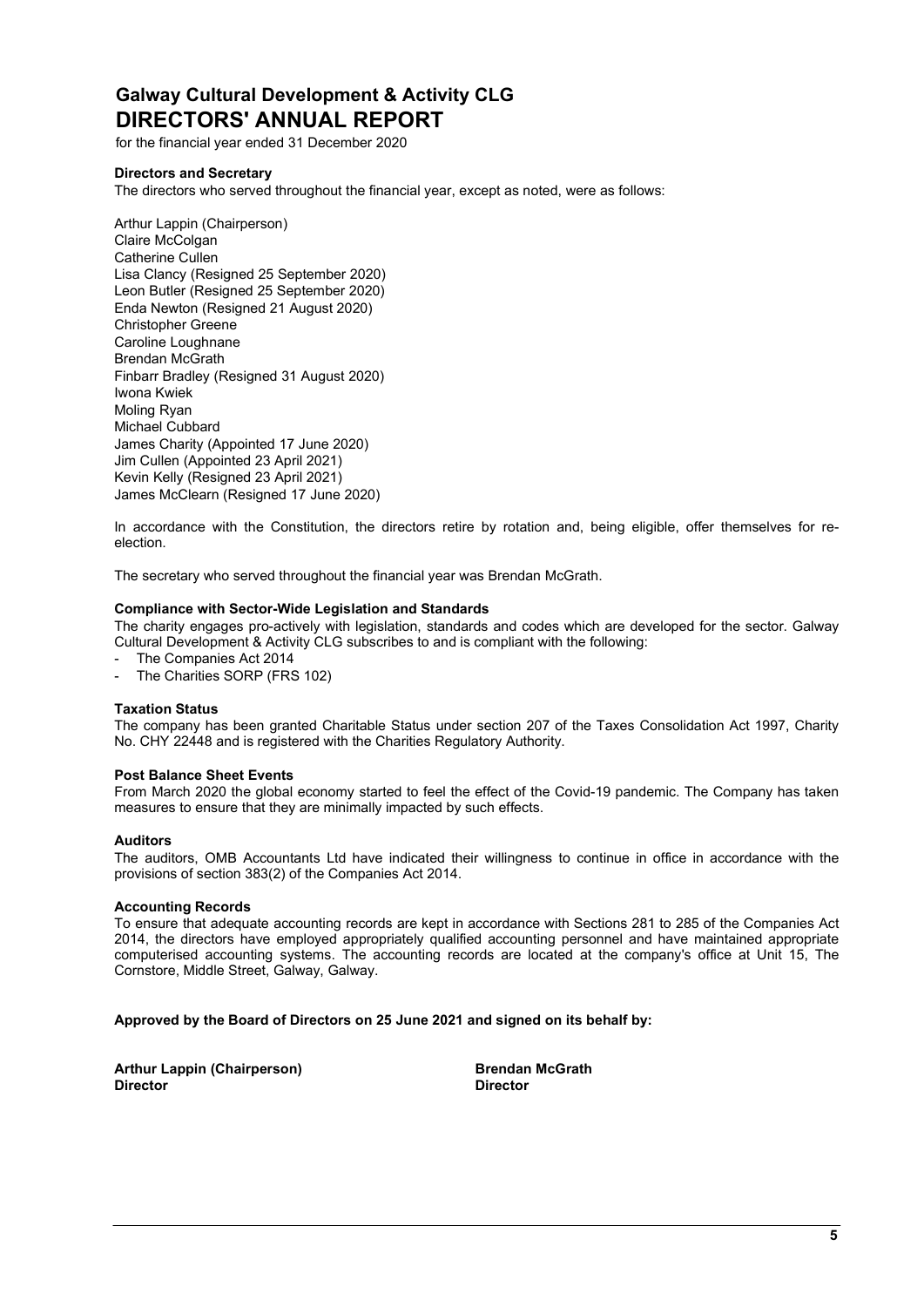# Galway Cultural Development & Activity CLG
# DIRECTORS' ANNUAL REPORT

for the financial year ended 31 December 2020

**Directors and Secretary**

The directors who served throughout the financial year, except as noted, were as follows:

Arthur Lappin (Chairperson)
Claire McColgan
Catherine Cullen
Lisa Clancy (Resigned 25 September 2020)
Leon Butler (Resigned 25 September 2020)
Enda Newton (Resigned 21 August 2020)
Christopher Greene
Caroline Loughnane
Brendan McGrath
Finbarr Bradley (Resigned 31 August 2020)
Iwona Kwiek
Moling Ryan
Michael Cubbard
James Charity (Appointed 17 June 2020)
Jim Cullen (Appointed 23 April 2021)
Kevin Kelly (Resigned 23 April 2021)
James McClearn (Resigned 17 June 2020)

In accordance with the Constitution, the directors retire by rotation and, being eligible, offer themselves for re-election.

The secretary who served throughout the financial year was Brendan McGrath.

**Compliance with Sector-Wide Legislation and Standards**

The charity engages pro-actively with legislation, standards and codes which are developed for the sector. Galway Cultural Development & Activity CLG subscribes to and is compliant with the following:

- The Companies Act 2014
- The Charities SORP (FRS 102)

**Taxation Status**

The company has been granted Charitable Status under section 207 of the Taxes Consolidation Act 1997, Charity No. CHY 22448 and is registered with the Charities Regulatory Authority.

**Post Balance Sheet Events**

From March 2020 the global economy started to feel the effect of the Covid-19 pandemic. The Company has taken measures to ensure that they are minimally impacted by such effects.

**Auditors**

The auditors, OMB Accountants Ltd have indicated their willingness to continue in office in accordance with the provisions of section 383(2) of the Companies Act 2014.

**Accounting Records**

To ensure that adequate accounting records are kept in accordance with Sections 281 to 285 of the Companies Act 2014, the directors have employed appropriately qualified accounting personnel and have maintained appropriate computerised accounting systems. The accounting records are located at the company's office at Unit 15, The Cornstore, Middle Street, Galway, Galway.

**Approved by the Board of Directors on 25 June 2021 and signed on its behalf by:**

| **Arthur Lappin (Chairperson)** | **Brendan McGrath** |
| --- | --- |
| **Director** | **Director** |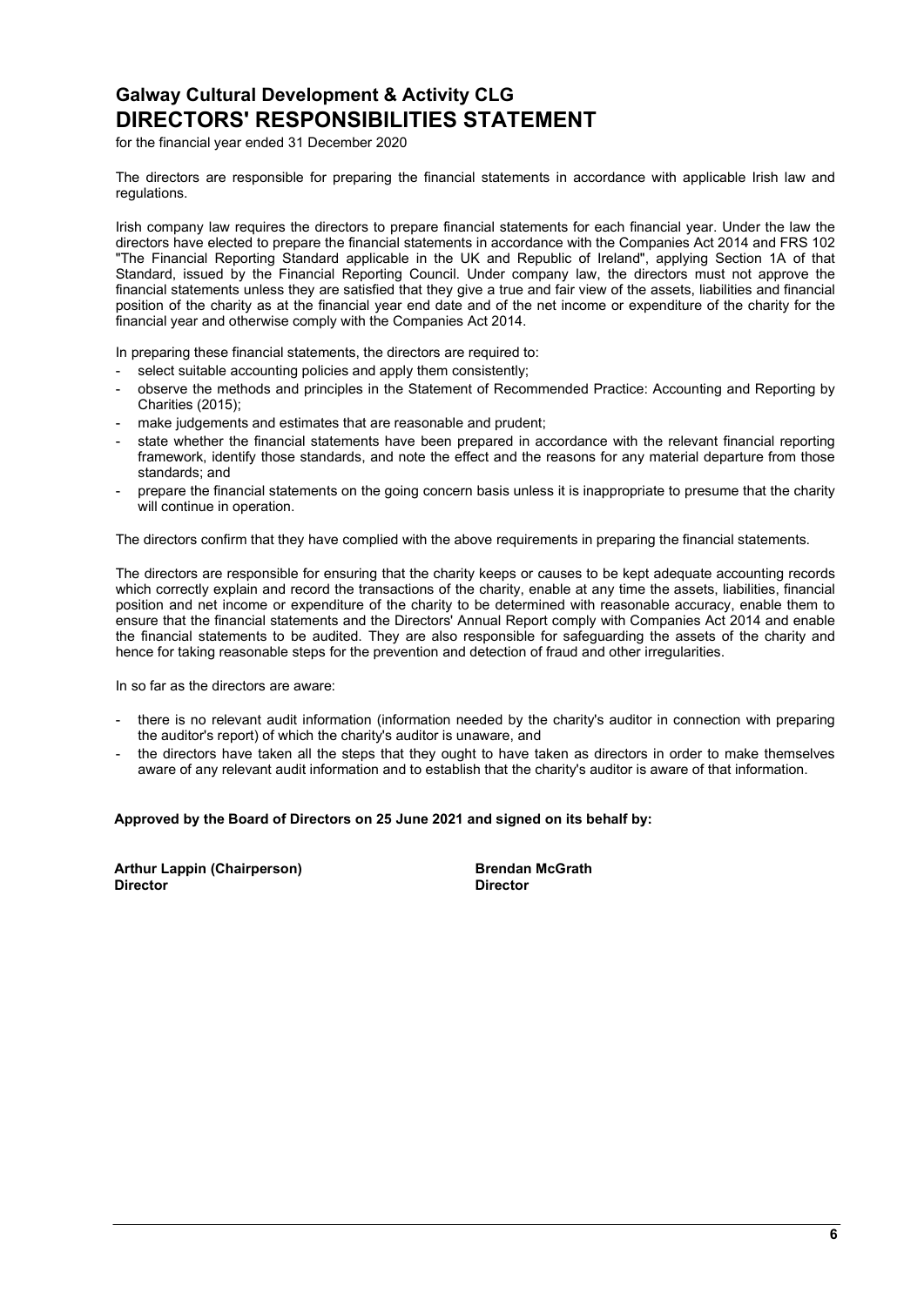# Galway Cultural Development & Activity CLG
# DIRECTORS' RESPONSIBILITIES STATEMENT

for the financial year ended 31 December 2020

The directors are responsible for preparing the financial statements in accordance with applicable Irish law and regulations.

Irish company law requires the directors to prepare financial statements for each financial year. Under the law the directors have elected to prepare the financial statements in accordance with the Companies Act 2014 and FRS 102 "The Financial Reporting Standard applicable in the UK and Republic of Ireland", applying Section 1A of that Standard, issued by the Financial Reporting Council. Under company law, the directors must not approve the financial statements unless they are satisfied that they give a true and fair view of the assets, liabilities and financial position of the charity as at the financial year end date and of the net income or expenditure of the charity for the financial year and otherwise comply with the Companies Act 2014.

In preparing these financial statements, the directors are required to:

- select suitable accounting policies and apply them consistently;
- observe the methods and principles in the Statement of Recommended Practice: Accounting and Reporting by Charities (2015);
- make judgements and estimates that are reasonable and prudent;
- state whether the financial statements have been prepared in accordance with the relevant financial reporting framework, identify those standards, and note the effect and the reasons for any material departure from those standards; and
- prepare the financial statements on the going concern basis unless it is inappropriate to presume that the charity will continue in operation.

The directors confirm that they have complied with the above requirements in preparing the financial statements.

The directors are responsible for ensuring that the charity keeps or causes to be kept adequate accounting records which correctly explain and record the transactions of the charity, enable at any time the assets, liabilities, financial position and net income or expenditure of the charity to be determined with reasonable accuracy, enable them to ensure that the financial statements and the Directors' Annual Report comply with Companies Act 2014 and enable the financial statements to be audited. They are also responsible for safeguarding the assets of the charity and hence for taking reasonable steps for the prevention and detection of fraud and other irregularities.

In so far as the directors are aware:

- there is no relevant audit information (information needed by the charity's auditor in connection with preparing the auditor's report) of which the charity's auditor is unaware, and
- the directors have taken all the steps that they ought to have taken as directors in order to make themselves aware of any relevant audit information and to establish that the charity's auditor is aware of that information.

**Approved by the Board of Directors on 25 June 2021 and signed on its behalf by:**

**Arthur Lappin (Chairperson)**
**Director**

**Brendan McGrath**
**Director**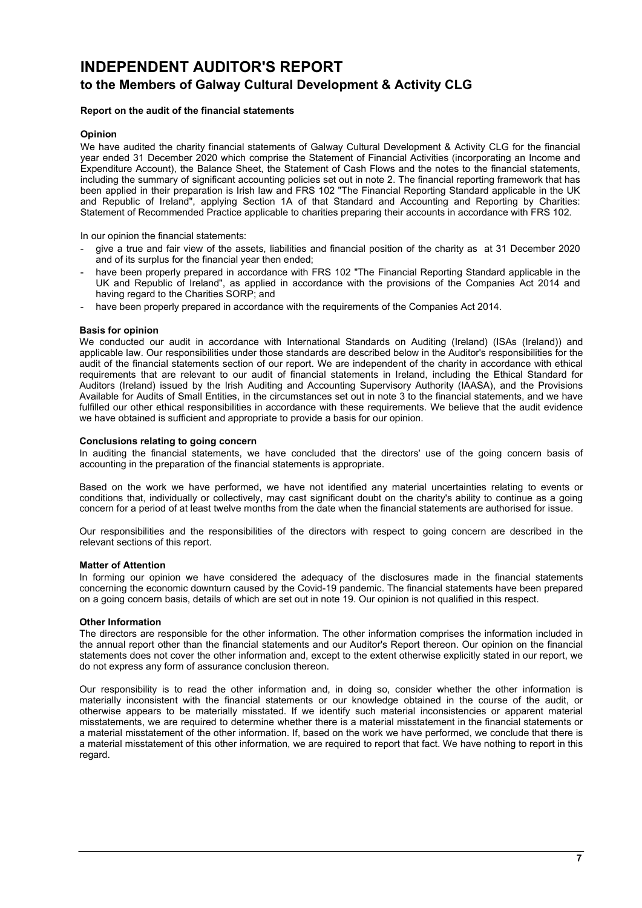# INDEPENDENT AUDITOR'S REPORT

## to the Members of Galway Cultural Development & Activity CLG

**Report on the audit of the financial statements**

**Opinion**

We have audited the charity financial statements of Galway Cultural Development & Activity CLG for the financial year ended 31 December 2020 which comprise the Statement of Financial Activities (incorporating an Income and Expenditure Account), the Balance Sheet, the Statement of Cash Flows and the notes to the financial statements, including the summary of significant accounting policies set out in note 2. The financial reporting framework that has been applied in their preparation is Irish law and FRS 102 "The Financial Reporting Standard applicable in the UK and Republic of Ireland", applying Section 1A of that Standard and Accounting and Reporting by Charities: Statement of Recommended Practice applicable to charities preparing their accounts in accordance with FRS 102.

In our opinion the financial statements:

- give a true and fair view of the assets, liabilities and financial position of the charity as at 31 December 2020 and of its surplus for the financial year then ended;
- have been properly prepared in accordance with FRS 102 "The Financial Reporting Standard applicable in the UK and Republic of Ireland", as applied in accordance with the provisions of the Companies Act 2014 and having regard to the Charities SORP; and
- have been properly prepared in accordance with the requirements of the Companies Act 2014.

**Basis for opinion**

We conducted our audit in accordance with International Standards on Auditing (Ireland) (ISAs (Ireland)) and applicable law. Our responsibilities under those standards are described below in the Auditor's responsibilities for the audit of the financial statements section of our report. We are independent of the charity in accordance with ethical requirements that are relevant to our audit of financial statements in Ireland, including the Ethical Standard for Auditors (Ireland) issued by the Irish Auditing and Accounting Supervisory Authority (IAASA), and the Provisions Available for Audits of Small Entities, in the circumstances set out in note 3 to the financial statements, and we have fulfilled our other ethical responsibilities in accordance with these requirements. We believe that the audit evidence we have obtained is sufficient and appropriate to provide a basis for our opinion.

**Conclusions relating to going concern**

In auditing the financial statements, we have concluded that the directors' use of the going concern basis of accounting in the preparation of the financial statements is appropriate.

Based on the work we have performed, we have not identified any material uncertainties relating to events or conditions that, individually or collectively, may cast significant doubt on the charity's ability to continue as a going concern for a period of at least twelve months from the date when the financial statements are authorised for issue.

Our responsibilities and the responsibilities of the directors with respect to going concern are described in the relevant sections of this report.

**Matter of Attention**

In forming our opinion we have considered the adequacy of the disclosures made in the financial statements concerning the economic downturn caused by the Covid-19 pandemic. The financial statements have been prepared on a going concern basis, details of which are set out in note 19. Our opinion is not qualified in this respect.

**Other Information**

The directors are responsible for the other information. The other information comprises the information included in the annual report other than the financial statements and our Auditor's Report thereon. Our opinion on the financial statements does not cover the other information and, except to the extent otherwise explicitly stated in our report, we do not express any form of assurance conclusion thereon.

Our responsibility is to read the other information and, in doing so, consider whether the other information is materially inconsistent with the financial statements or our knowledge obtained in the course of the audit, or otherwise appears to be materially misstated. If we identify such material inconsistencies or apparent material misstatements, we are required to determine whether there is a material misstatement in the financial statements or a material misstatement of the other information. If, based on the work we have performed, we conclude that there is a material misstatement of this other information, we are required to report that fact. We have nothing to report in this regard.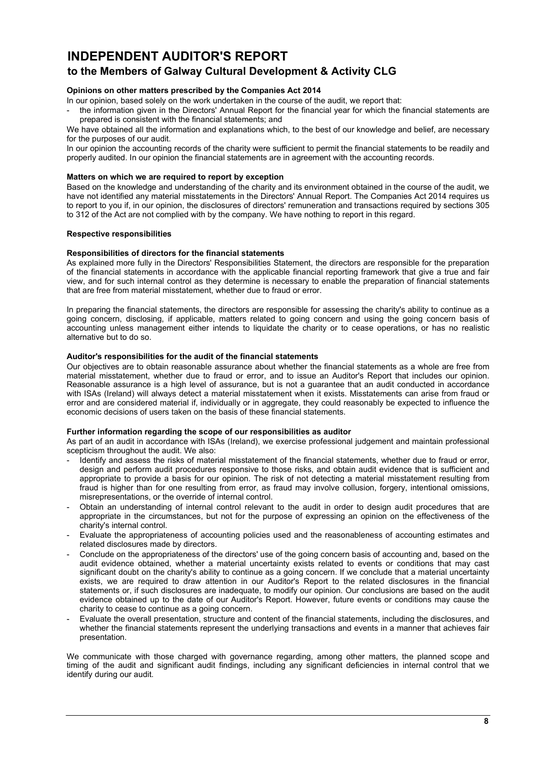# INDEPENDENT AUDITOR'S REPORT

## to the Members of Galway Cultural Development & Activity CLG

**Opinions on other matters prescribed by the Companies Act 2014**

In our opinion, based solely on the work undertaken in the course of the audit, we report that:

- the information given in the Directors' Annual Report for the financial year for which the financial statements are prepared is consistent with the financial statements; and

We have obtained all the information and explanations which, to the best of our knowledge and belief, are necessary for the purposes of our audit.

In our opinion the accounting records of the charity were sufficient to permit the financial statements to be readily and properly audited. In our opinion the financial statements are in agreement with the accounting records.

**Matters on which we are required to report by exception**

Based on the knowledge and understanding of the charity and its environment obtained in the course of the audit, we have not identified any material misstatements in the Directors' Annual Report. The Companies Act 2014 requires us to report to you if, in our opinion, the disclosures of directors' remuneration and transactions required by sections 305 to 312 of the Act are not complied with by the company. We have nothing to report in this regard.

**Respective responsibilities**

**Responsibilities of directors for the financial statements**

As explained more fully in the Directors' Responsibilities Statement, the directors are responsible for the preparation of the financial statements in accordance with the applicable financial reporting framework that give a true and fair view, and for such internal control as they determine is necessary to enable the preparation of financial statements that are free from material misstatement, whether due to fraud or error.

In preparing the financial statements, the directors are responsible for assessing the charity's ability to continue as a going concern, disclosing, if applicable, matters related to going concern and using the going concern basis of accounting unless management either intends to liquidate the charity or to cease operations, or has no realistic alternative but to do so.

**Auditor's responsibilities for the audit of the financial statements**

Our objectives are to obtain reasonable assurance about whether the financial statements as a whole are free from material misstatement, whether due to fraud or error, and to issue an Auditor's Report that includes our opinion. Reasonable assurance is a high level of assurance, but is not a guarantee that an audit conducted in accordance with ISAs (Ireland) will always detect a material misstatement when it exists. Misstatements can arise from fraud or error and are considered material if, individually or in aggregate, they could reasonably be expected to influence the economic decisions of users taken on the basis of these financial statements.

**Further information regarding the scope of our responsibilities as auditor**

As part of an audit in accordance with ISAs (Ireland), we exercise professional judgement and maintain professional scepticism throughout the audit. We also:

- Identify and assess the risks of material misstatement of the financial statements, whether due to fraud or error, design and perform audit procedures responsive to those risks, and obtain audit evidence that is sufficient and appropriate to provide a basis for our opinion. The risk of not detecting a material misstatement resulting from fraud is higher than for one resulting from error, as fraud may involve collusion, forgery, intentional omissions, misrepresentations, or the override of internal control.
- Obtain an understanding of internal control relevant to the audit in order to design audit procedures that are appropriate in the circumstances, but not for the purpose of expressing an opinion on the effectiveness of the charity's internal control.
- Evaluate the appropriateness of accounting policies used and the reasonableness of accounting estimates and related disclosures made by directors.
- Conclude on the appropriateness of the directors' use of the going concern basis of accounting and, based on the audit evidence obtained, whether a material uncertainty exists related to events or conditions that may cast significant doubt on the charity's ability to continue as a going concern. If we conclude that a material uncertainty exists, we are required to draw attention in our Auditor's Report to the related disclosures in the financial statements or, if such disclosures are inadequate, to modify our opinion. Our conclusions are based on the audit evidence obtained up to the date of our Auditor's Report. However, future events or conditions may cause the charity to cease to continue as a going concern.
- Evaluate the overall presentation, structure and content of the financial statements, including the disclosures, and whether the financial statements represent the underlying transactions and events in a manner that achieves fair presentation.

We communicate with those charged with governance regarding, among other matters, the planned scope and timing of the audit and significant audit findings, including any significant deficiencies in internal control that we identify during our audit.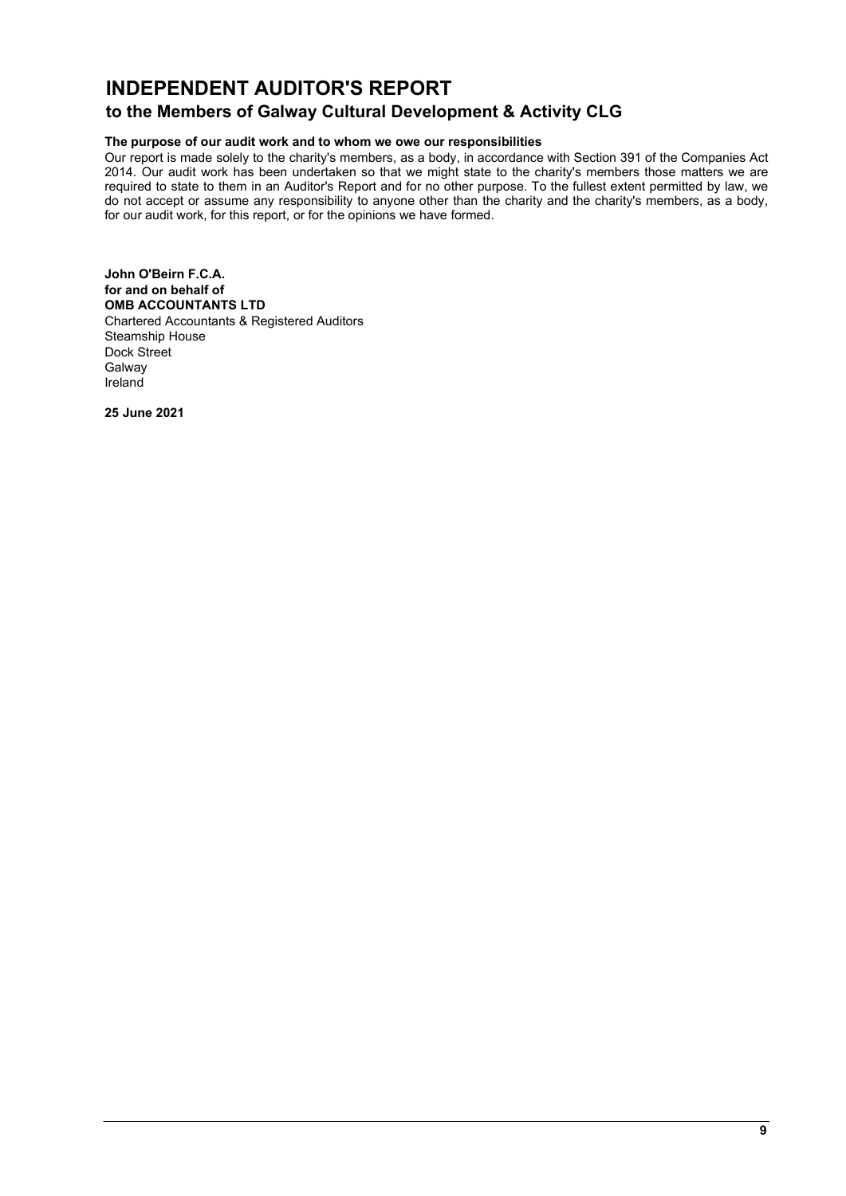# INDEPENDENT AUDITOR'S REPORT

## to the Members of Galway Cultural Development & Activity CLG

**The purpose of our audit work and to whom we owe our responsibilities**

Our report is made solely to the charity's members, as a body, in accordance with Section 391 of the Companies Act 2014. Our audit work has been undertaken so that we might state to the charity's members those matters we are required to state to them in an Auditor's Report and for no other purpose. To the fullest extent permitted by law, we do not accept or assume any responsibility to anyone other than the charity and the charity's members, as a body, for our audit work, for this report, or for the opinions we have formed.

**John O'Beirn F.C.A.**
**for and on behalf of**
**OMB ACCOUNTANTS LTD**
Chartered Accountants & Registered Auditors
Steamship House
Dock Street
Galway
Ireland

**25 June 2021**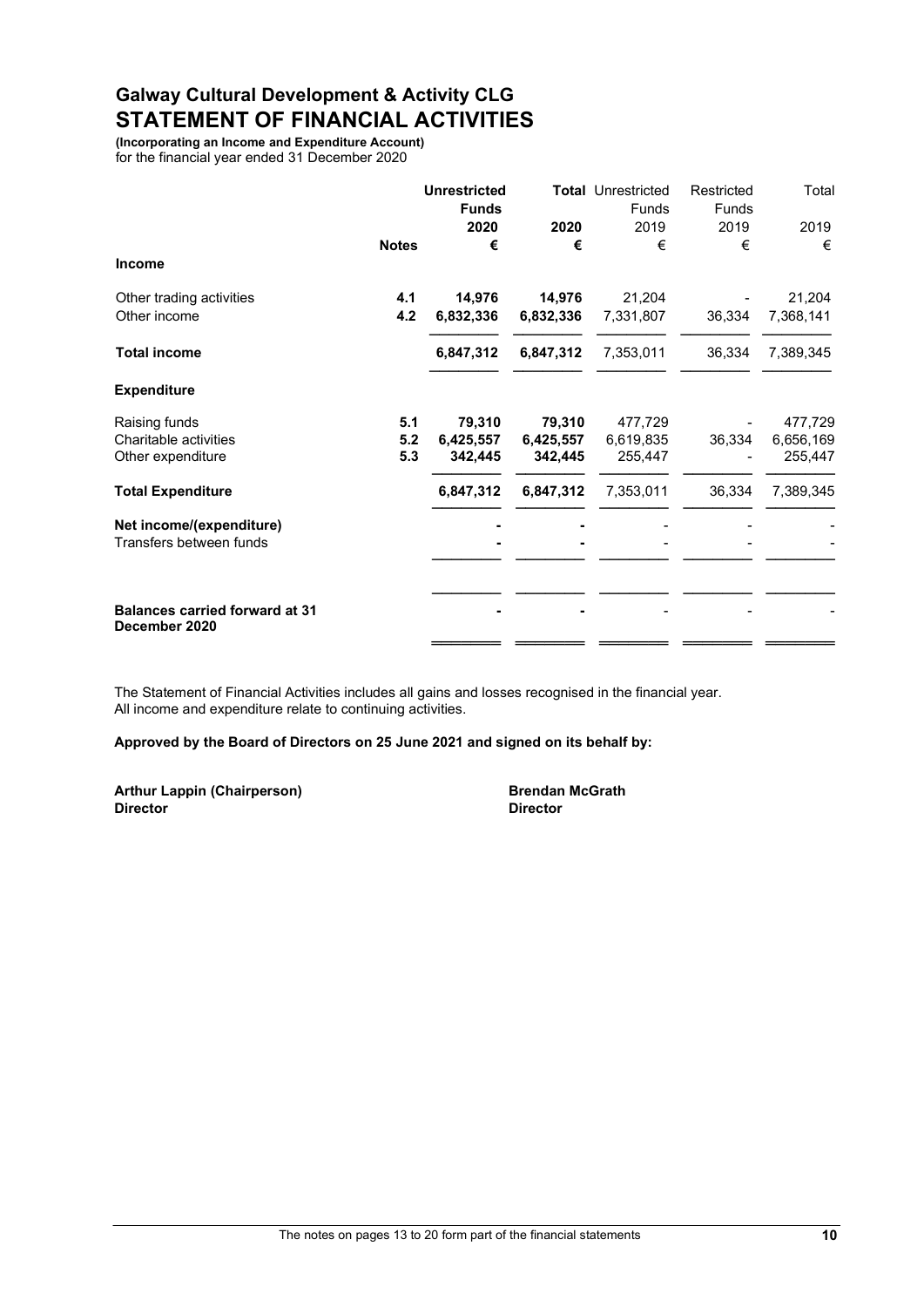# Galway Cultural Development & Activity CLG

## STATEMENT OF FINANCIAL ACTIVITIES

**(Incorporating an Income and Expenditure Account)**
for the financial year ended 31 December 2020

| | Notes | **Unrestricted Funds 2020 €** | **Total 2020 €** | Unrestricted Funds 2019 € | Restricted Funds 2019 € | Total 2019 € |
|---|---|---|---|---|---|---|
| **Income** | | | | | | |
| Other trading activities | **4.1** | **14,976** | **14,976** | 21,204 | - | 21,204 |
| Other income | **4.2** | **6,832,336** | **6,832,336** | 7,331,807 | 36,334 | 7,368,141 |
| **Total income** | | **6,847,312** | **6,847,312** | 7,353,011 | 36,334 | 7,389,345 |
| **Expenditure** | | | | | | |
| Raising funds | **5.1** | **79,310** | **79,310** | 477,729 | - | 477,729 |
| Charitable activities | **5.2** | **6,425,557** | **6,425,557** | 6,619,835 | 36,334 | 6,656,169 |
| Other expenditure | **5.3** | **342,445** | **342,445** | 255,447 | - | 255,447 |
| **Total Expenditure** | | **6,847,312** | **6,847,312** | 7,353,011 | 36,334 | 7,389,345 |
| **Net income/(expenditure)** | | **-** | **-** | - | - | - |
| Transfers between funds | | **-** | **-** | - | - | - |
| **Balances carried forward at 31 December 2020** | | **-** | **-** | - | - | - |

The Statement of Financial Activities includes all gains and losses recognised in the financial year.
All income and expenditure relate to continuing activities.

**Approved by the Board of Directors on 25 June 2021 and signed on its behalf by:**

**Arthur Lappin (Chairperson)**
**Director**

**Brendan McGrath**
**Director**

The notes on pages 13 to 20 form part of the financial statements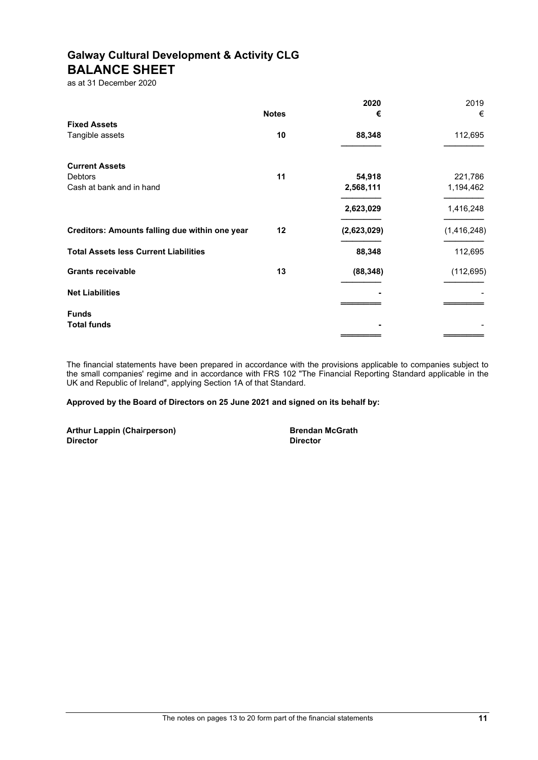# Galway Cultural Development & Activity CLG

## BALANCE SHEET

as at 31 December 2020

| | Notes | 2020 € | 2019 € |
|---|---|---|---|
| **Fixed Assets** | | | |
| Tangible assets | 10 | **88,348** | 112,695 |
| **Current Assets** | | | |
| Debtors | 11 | **54,918** | 221,786 |
| Cash at bank and in hand | | **2,568,111** | 1,194,462 |
| | | **2,623,029** | 1,416,248 |
| **Creditors: Amounts falling due within one year** | 12 | **(2,623,029)** | (1,416,248) |
| **Total Assets less Current Liabilities** | | **88,348** | 112,695 |
| **Grants receivable** | 13 | **(88,348)** | (112,695) |
| **Net Liabilities** | | **-** | - |
| **Funds** | | | |
| **Total funds** | | **-** | - |

The financial statements have been prepared in accordance with the provisions applicable to companies subject to the small companies' regime and in accordance with FRS 102 "The Financial Reporting Standard applicable in the UK and Republic of Ireland", applying Section 1A of that Standard.

**Approved by the Board of Directors on 25 June 2021 and signed on its behalf by:**

**Arthur Lappin (Chairperson)**
**Director**

**Brendan McGrath**
**Director**

The notes on pages 13 to 20 form part of the financial statements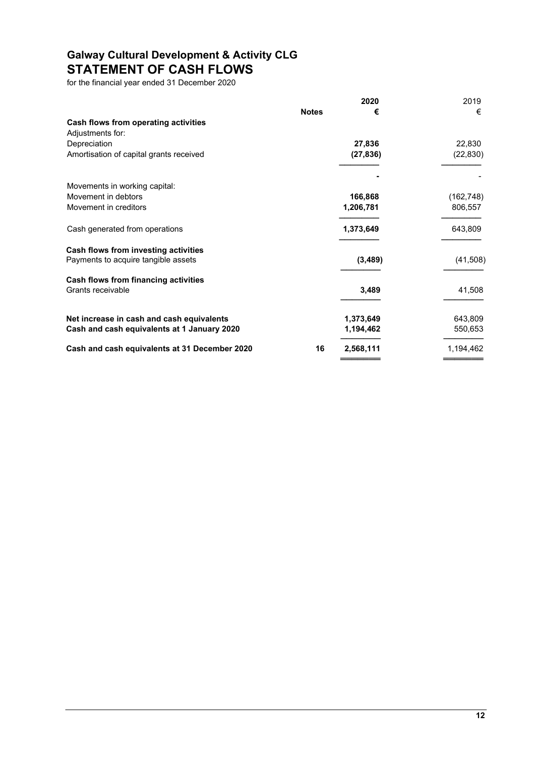# Galway Cultural Development & Activity CLG
## STATEMENT OF CASH FLOWS

for the financial year ended 31 December 2020

| | Notes | 2020<br>€ | 2019<br>€ |
|---|---|---|---|
| **Cash flows from operating activities** | | | |
| Adjustments for: | | | |
| Depreciation | | **27,836** | 22,830 |
| Amortisation of capital grants received | | **(27,836)** | (22,830) |
| | | **-** | - |
| Movements in working capital: | | | |
| Movement in debtors | | **166,868** | (162,748) |
| Movement in creditors | | **1,206,781** | 806,557 |
| Cash generated from operations | | **1,373,649** | 643,809 |
| **Cash flows from investing activities** | | | |
| Payments to acquire tangible assets | | **(3,489)** | (41,508) |
| **Cash flows from financing activities** | | | |
| Grants receivable | | **3,489** | 41,508 |
| **Net increase in cash and cash equivalents** | | **1,373,649** | 643,809 |
| **Cash and cash equivalents at 1 January 2020** | | **1,194,462** | 550,653 |
| **Cash and cash equivalents at 31 December 2020** | **16** | **2,568,111** | 1,194,462 |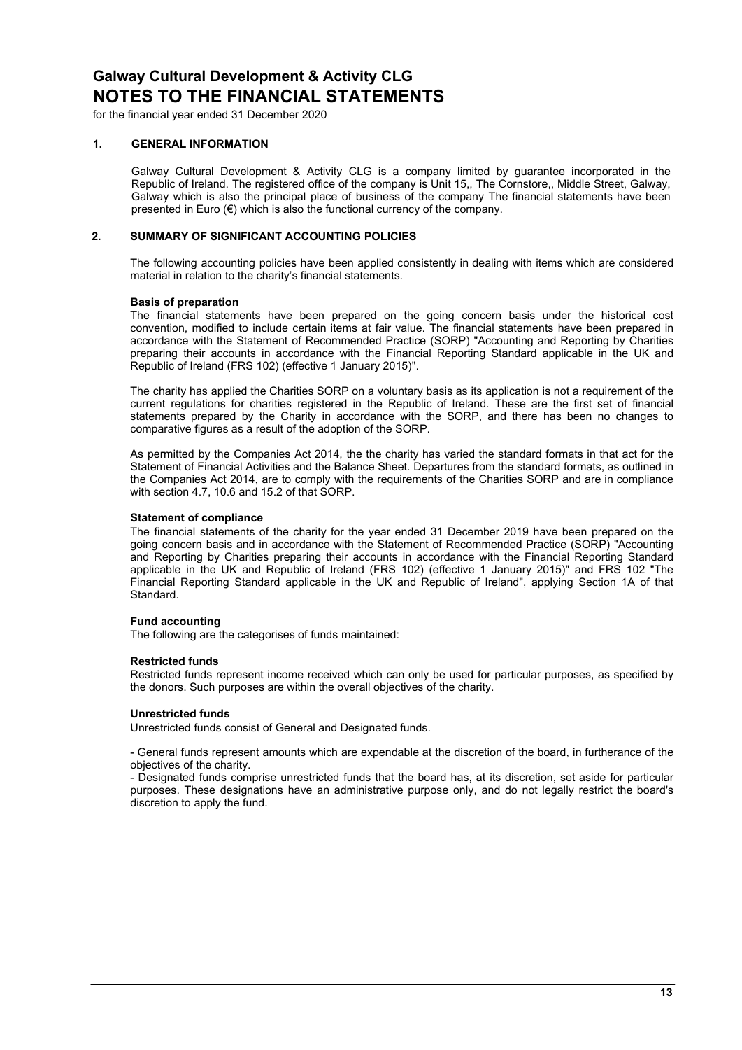# Galway Cultural Development & Activity CLG
# NOTES TO THE FINANCIAL STATEMENTS

for the financial year ended 31 December 2020

## 1. GENERAL INFORMATION

Galway Cultural Development & Activity CLG is a company limited by guarantee incorporated in the Republic of Ireland. The registered office of the company is Unit 15,, The Cornstore,, Middle Street, Galway, Galway which is also the principal place of business of the company The financial statements have been presented in Euro (€) which is also the functional currency of the company.

## 2. SUMMARY OF SIGNIFICANT ACCOUNTING POLICIES

The following accounting policies have been applied consistently in dealing with items which are considered material in relation to the charity's financial statements.

**Basis of preparation**
The financial statements have been prepared on the going concern basis under the historical cost convention, modified to include certain items at fair value. The financial statements have been prepared in accordance with the Statement of Recommended Practice (SORP) "Accounting and Reporting by Charities preparing their accounts in accordance with the Financial Reporting Standard applicable in the UK and Republic of Ireland (FRS 102) (effective 1 January 2015)".

The charity has applied the Charities SORP on a voluntary basis as its application is not a requirement of the current regulations for charities registered in the Republic of Ireland. These are the first set of financial statements prepared by the Charity in accordance with the SORP, and there has been no changes to comparative figures as a result of the adoption of the SORP.

As permitted by the Companies Act 2014, the the charity has varied the standard formats in that act for the Statement of Financial Activities and the Balance Sheet. Departures from the standard formats, as outlined in the Companies Act 2014, are to comply with the requirements of the Charities SORP and are in compliance with section 4.7, 10.6 and 15.2 of that SORP.

**Statement of compliance**
The financial statements of the charity for the year ended 31 December 2019 have been prepared on the going concern basis and in accordance with the Statement of Recommended Practice (SORP) "Accounting and Reporting by Charities preparing their accounts in accordance with the Financial Reporting Standard applicable in the UK and Republic of Ireland (FRS 102) (effective 1 January 2015)" and FRS 102 "The Financial Reporting Standard applicable in the UK and Republic of Ireland", applying Section 1A of that Standard.

**Fund accounting**
The following are the categorises of funds maintained:

**Restricted funds**
Restricted funds represent income received which can only be used for particular purposes, as specified by the donors. Such purposes are within the overall objectives of the charity.

**Unrestricted funds**
Unrestricted funds consist of General and Designated funds.

- General funds represent amounts which are expendable at the discretion of the board, in furtherance of the objectives of the charity.
- Designated funds comprise unrestricted funds that the board has, at its discretion, set aside for particular purposes. These designations have an administrative purpose only, and do not legally restrict the board's discretion to apply the fund.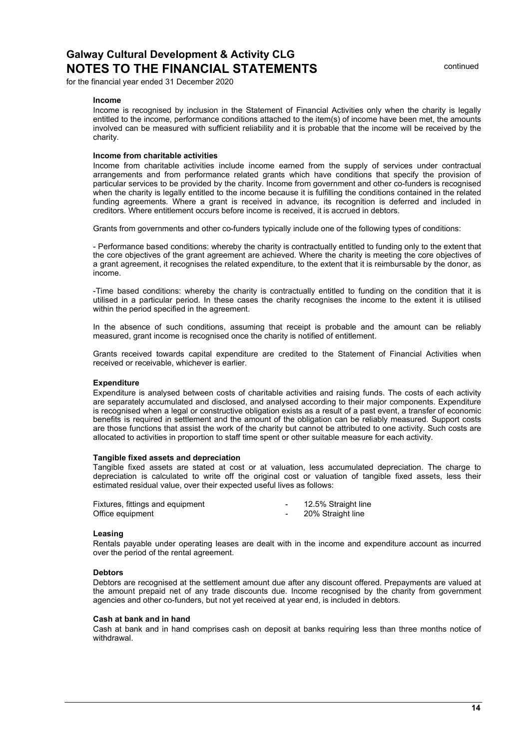# Galway Cultural Development & Activity CLG
## NOTES TO THE FINANCIAL STATEMENTS

continued

for the financial year ended 31 December 2020

**Income**

Income is recognised by inclusion in the Statement of Financial Activities only when the charity is legally entitled to the income, performance conditions attached to the item(s) of income have been met, the amounts involved can be measured with sufficient reliability and it is probable that the income will be received by the charity.

**Income from charitable activities**

Income from charitable activities include income earned from the supply of services under contractual arrangements and from performance related grants which have conditions that specify the provision of particular services to be provided by the charity. Income from government and other co-funders is recognised when the charity is legally entitled to the income because it is fulfilling the conditions contained in the related funding agreements. Where a grant is received in advance, its recognition is deferred and included in creditors. Where entitlement occurs before income is received, it is accrued in debtors.

Grants from governments and other co-funders typically include one of the following types of conditions:

- Performance based conditions: whereby the charity is contractually entitled to funding only to the extent that the core objectives of the grant agreement are achieved. Where the charity is meeting the core objectives of a grant agreement, it recognises the related expenditure, to the extent that it is reimbursable by the donor, as income.

-Time based conditions: whereby the charity is contractually entitled to funding on the condition that it is utilised in a particular period. In these cases the charity recognises the income to the extent it is utilised within the period specified in the agreement.

In the absence of such conditions, assuming that receipt is probable and the amount can be reliably measured, grant income is recognised once the charity is notified of entitlement.

Grants received towards capital expenditure are credited to the Statement of Financial Activities when received or receivable, whichever is earlier.

**Expenditure**

Expenditure is analysed between costs of charitable activities and raising funds. The costs of each activity are separately accumulated and disclosed, and analysed according to their major components. Expenditure is recognised when a legal or constructive obligation exists as a result of a past event, a transfer of economic benefits is required in settlement and the amount of the obligation can be reliably measured. Support costs are those functions that assist the work of the charity but cannot be attributed to one activity. Such costs are allocated to activities in proportion to staff time spent or other suitable measure for each activity.

**Tangible fixed assets and depreciation**

Tangible fixed assets are stated at cost or at valuation, less accumulated depreciation. The charge to depreciation is calculated to write off the original cost or valuation of tangible fixed assets, less their estimated residual value, over their expected useful lives as follows:

| | | |
|---|---|---|
| Fixtures, fittings and equipment | - | 12.5% Straight line |
| Office equipment | - | 20% Straight line |

**Leasing**

Rentals payable under operating leases are dealt with in the income and expenditure account as incurred over the period of the rental agreement.

**Debtors**

Debtors are recognised at the settlement amount due after any discount offered. Prepayments are valued at the amount prepaid net of any trade discounts due. Income recognised by the charity from government agencies and other co-funders, but not yet received at year end, is included in debtors.

**Cash at bank and in hand**

Cash at bank and in hand comprises cash on deposit at banks requiring less than three months notice of withdrawal.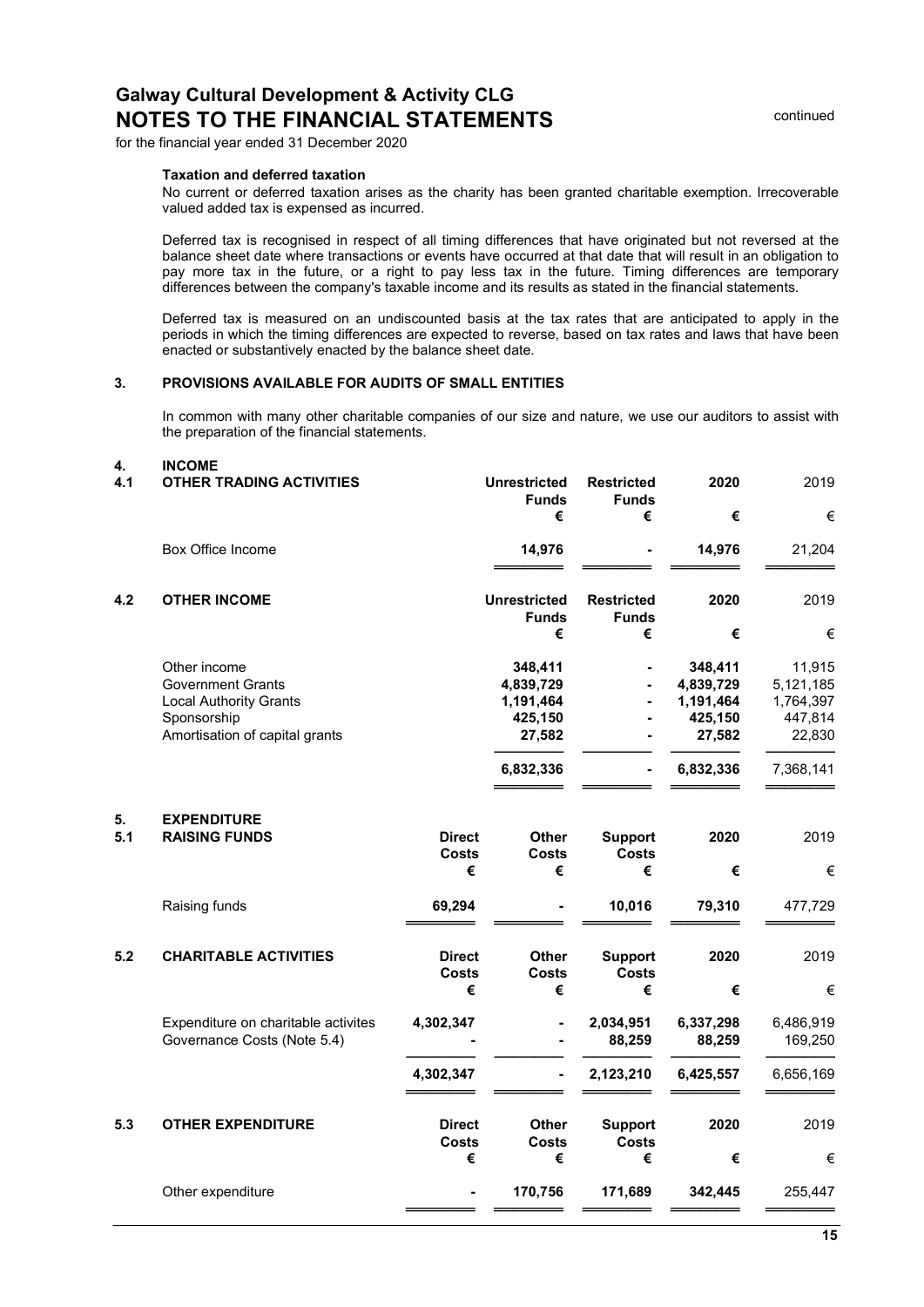# Galway Cultural Development & Activity CLG
## NOTES TO THE FINANCIAL STATEMENTS

continued

for the financial year ended 31 December 2020

**Taxation and deferred taxation**

No current or deferred taxation arises as the charity has been granted charitable exemption. Irrecoverable valued added tax is expensed as incurred.

Deferred tax is recognised in respect of all timing differences that have originated but not reversed at the balance sheet date where transactions or events have occurred at that date that will result in an obligation to pay more tax in the future, or a right to pay less tax in the future. Timing differences are temporary differences between the company's taxable income and its results as stated in the financial statements.

Deferred tax is measured on an undiscounted basis at the tax rates that are anticipated to apply in the periods in which the timing differences are expected to reverse, based on tax rates and laws that have been enacted or substantively enacted by the balance sheet date.

### 3. PROVISIONS AVAILABLE FOR AUDITS OF SMALL ENTITIES

In common with many other charitable companies of our size and nature, we use our auditors to assist with the preparation of the financial statements.

### 4. INCOME

#### 4.1 OTHER TRADING ACTIVITIES

| | Unrestricted Funds | Restricted Funds | 2020 | 2019 |
|---|---|---|---|---|
| | € | € | € | € |
| Box Office Income | **14,976** | **-** | **14,976** | 21,204 |

#### 4.2 OTHER INCOME

| | Unrestricted Funds | Restricted Funds | 2020 | 2019 |
|---|---|---|---|---|
| | € | € | € | € |
| Other income | **348,411** | **-** | **348,411** | 11,915 |
| Government Grants | **4,839,729** | **-** | **4,839,729** | 5,121,185 |
| Local Authority Grants | **1,191,464** | **-** | **1,191,464** | 1,764,397 |
| Sponsorship | **425,150** | **-** | **425,150** | 447,814 |
| Amortisation of capital grants | **27,582** | **-** | **27,582** | 22,830 |
| | **6,832,336** | **-** | **6,832,336** | 7,368,141 |

### 5. EXPENDITURE

#### 5.1 RAISING FUNDS

| | Direct Costs | Other Costs | Support Costs | 2020 | 2019 |
|---|---|---|---|---|---|
| | € | € | € | € | € |
| Raising funds | **69,294** | **-** | **10,016** | **79,310** | 477,729 |

#### 5.2 CHARITABLE ACTIVITIES

| | Direct Costs | Other Costs | Support Costs | 2020 | 2019 |
|---|---|---|---|---|---|
| | € | € | € | € | € |
| Expenditure on charitable activites | **4,302,347** | **-** | **2,034,951** | **6,337,298** | 6,486,919 |
| Governance Costs (Note 5.4) | **-** | **-** | **88,259** | **88,259** | 169,250 |
| | **4,302,347** | **-** | **2,123,210** | **6,425,557** | 6,656,169 |

#### 5.3 OTHER EXPENDITURE

| | Direct Costs | Other Costs | Support Costs | 2020 | 2019 |
|---|---|---|---|---|---|
| | € | € | € | € | € |
| Other expenditure | **-** | **170,756** | **171,689** | **342,445** | 255,447 |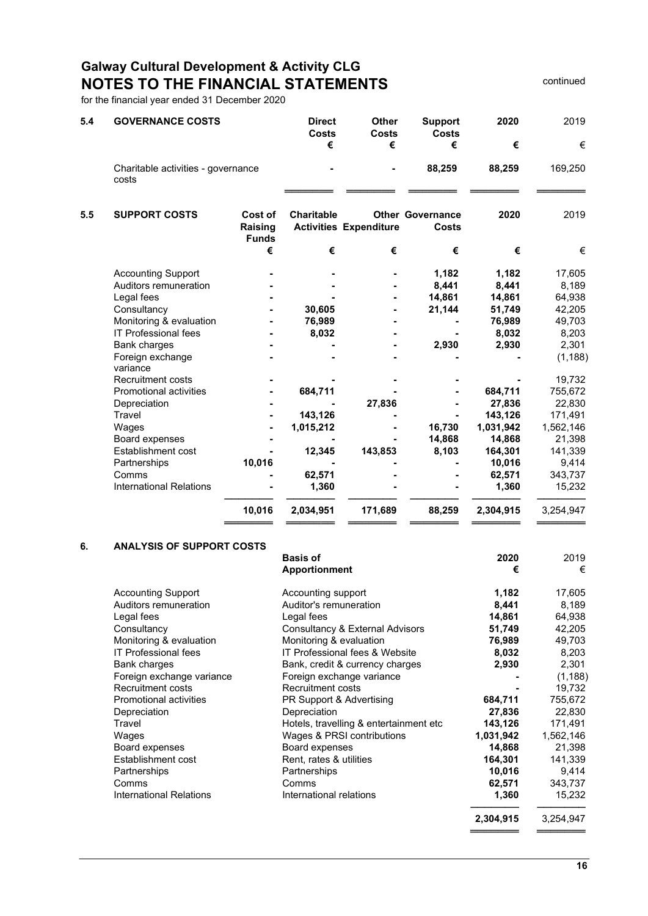## Galway Cultural Development & Activity CLG
## NOTES TO THE FINANCIAL STATEMENTS

continued

for the financial year ended 31 December 2020

### 5.4 GOVERNANCE COSTS

| | Direct Costs | Other Costs | Support Costs | 2020 | 2019 |
|---|---|---|---|---|---|
| | € | € | € | € | € |
| Charitable activities - governance costs | - | - | **88,259** | **88,259** | 169,250 |

### 5.5 SUPPORT COSTS

| | Cost of Raising Funds | Charitable Activities | Other Expenditure | Governance Costs | 2020 | 2019 |
|---|---|---|---|---|---|---|
| | € | € | € | € | € | € |
| Accounting Support | - | - | - | **1,182** | **1,182** | 17,605 |
| Auditors remuneration | - | - | - | **8,441** | **8,441** | 8,189 |
| Legal fees | - | - | - | **14,861** | **14,861** | 64,938 |
| Consultancy | - | **30,605** | - | **21,144** | **51,749** | 42,205 |
| Monitoring & evaluation | - | **76,989** | - | - | **76,989** | 49,703 |
| IT Professional fees | - | **8,032** | - | - | **8,032** | 8,203 |
| Bank charges | - | - | - | **2,930** | **2,930** | 2,301 |
| Foreign exchange variance | - | - | - | - | - | (1,188) |
| Recruitment costs | - | - | - | - | - | 19,732 |
| Promotional activities | - | **684,711** | - | - | **684,711** | 755,672 |
| Depreciation | - | - | **27,836** | - | **27,836** | 22,830 |
| Travel | - | **143,126** | - | - | **143,126** | 171,491 |
| Wages | - | **1,015,212** | - | **16,730** | **1,031,942** | 1,562,146 |
| Board expenses | - | - | - | **14,868** | **14,868** | 21,398 |
| Establishment cost | - | **12,345** | **143,853** | **8,103** | **164,301** | 141,339 |
| Partnerships | **10,016** | - | - | - | **10,016** | 9,414 |
| Comms | - | **62,571** | - | - | **62,571** | 343,737 |
| International Relations | - | **1,360** | - | - | **1,360** | 15,232 |
| | **10,016** | **2,034,951** | **171,689** | **88,259** | **2,304,915** | 3,254,947 |

### 6. ANALYSIS OF SUPPORT COSTS

| | Basis of Apportionment | 2020 € | 2019 € |
|---|---|---|---|
| Accounting Support | Accounting support | **1,182** | 17,605 |
| Auditors remuneration | Auditor's remuneration | **8,441** | 8,189 |
| Legal fees | Legal fees | **14,861** | 64,938 |
| Consultancy | Consultancy & External Advisors | **51,749** | 42,205 |
| Monitoring & evaluation | Monitoring & evaluation | **76,989** | 49,703 |
| IT Professional fees | IT Professional fees & Website | **8,032** | 8,203 |
| Bank charges | Bank, credit & currency charges | **2,930** | 2,301 |
| Foreign exchange variance | Foreign exchange variance | - | (1,188) |
| Recruitment costs | Recruitment costs | - | 19,732 |
| Promotional activities | PR Support & Advertising | **684,711** | 755,672 |
| Depreciation | Depreciation | **27,836** | 22,830 |
| Travel | Hotels, travelling & entertainment etc | **143,126** | 171,491 |
| Wages | Wages & PRSI contributions | **1,031,942** | 1,562,146 |
| Board expenses | Board expenses | **14,868** | 21,398 |
| Establishment cost | Rent, rates & utilities | **164,301** | 141,339 |
| Partnerships | Partnerships | **10,016** | 9,414 |
| Comms | Comms | **62,571** | 343,737 |
| International Relations | International relations | **1,360** | 15,232 |
| | | **2,304,915** | 3,254,947 |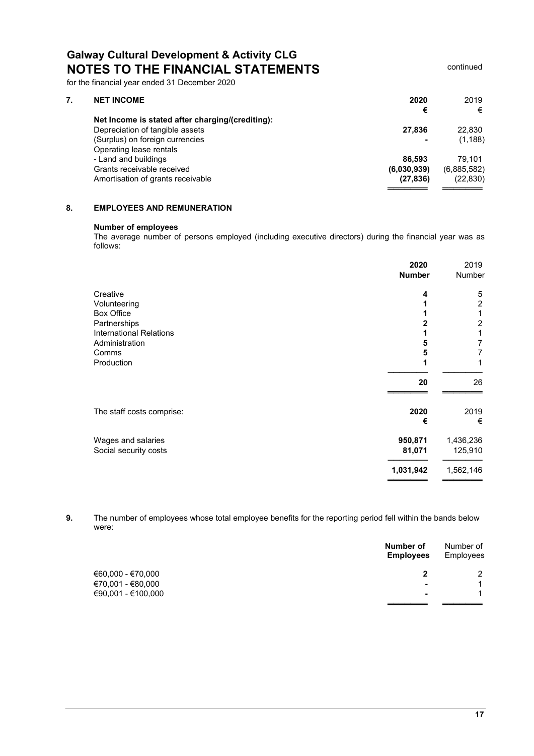## Galway Cultural Development & Activity CLG
# NOTES TO THE FINANCIAL STATEMENTS

continued

for the financial year ended 31 December 2020

### 7. NET INCOME

| | 2020 | 2019 |
|---|---|---|
| | € | € |
| **Net Income is stated after charging/(crediting):** | | |
| Depreciation of tangible assets | **27,836** | 22,830 |
| (Surplus) on foreign currencies | **-** | (1,188) |
| Operating lease rentals | | |
| - Land and buildings | **86,593** | 79,101 |
| Grants receivable received | **(6,030,939)** | (6,885,582) |
| Amortisation of grants receivable | **(27,836)** | (22,830) |

### 8. EMPLOYEES AND REMUNERATION

**Number of employees**

The average number of persons employed (including executive directors) during the financial year was as follows:

| | 2020 | 2019 |
|---|---|---|
| | **Number** | Number |
| Creative | **4** | 5 |
| Volunteering | **1** | 2 |
| Box Office | **1** | 1 |
| Partnerships | **2** | 2 |
| International Relations | **1** | 1 |
| Administration | **5** | 7 |
| Comms | **5** | 7 |
| Production | **1** | 1 |
| | **20** | 26 |

| The staff costs comprise: | 2020 | 2019 |
|---|---|---|
| | **€** | € |
| Wages and salaries | **950,871** | 1,436,236 |
| Social security costs | **81,071** | 125,910 |
| | **1,031,942** | 1,562,146 |

**9.** The number of employees whose total employee benefits for the reporting period fell within the bands below were:

| | Number of Employees | Number of Employees |
|---|---|---|
| €60,000 - €70,000 | **2** | 2 |
| €70,001 - €80,000 | **-** | 1 |
| €90,001 - €100,000 | **-** | 1 |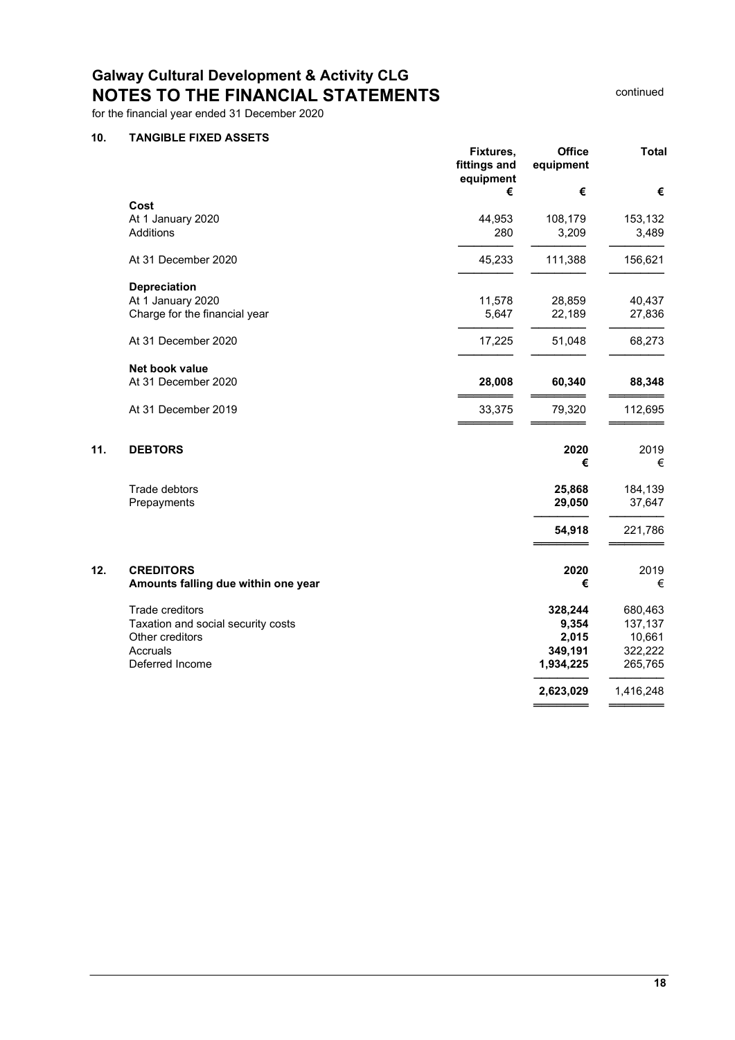# Galway Cultural Development & Activity CLG
## NOTES TO THE FINANCIAL STATEMENTS

continued

for the financial year ended 31 December 2020

### 10. TANGIBLE FIXED ASSETS

| | Fixtures, fittings and equipment | Office equipment | Total |
|---|---|---|---|
| | € | € | € |
| **Cost** | | | |
| At 1 January 2020 | 44,953 | 108,179 | 153,132 |
| Additions | 280 | 3,209 | 3,489 |
| At 31 December 2020 | 45,233 | 111,388 | 156,621 |
| **Depreciation** | | | |
| At 1 January 2020 | 11,578 | 28,859 | 40,437 |
| Charge for the financial year | 5,647 | 22,189 | 27,836 |
| At 31 December 2020 | 17,225 | 51,048 | 68,273 |
| **Net book value** | | | |
| At 31 December 2020 | **28,008** | **60,340** | **88,348** |
| At 31 December 2019 | 33,375 | 79,320 | 112,695 |

### 11. DEBTORS

| | 2020 | 2019 |
|---|---|---|
| | € | € |
| Trade debtors | **25,868** | 184,139 |
| Prepayments | **29,050** | 37,647 |
| | **54,918** | 221,786 |

### 12. CREDITORS
**Amounts falling due within one year**

| | 2020 | 2019 |
|---|---|---|
| | € | € |
| Trade creditors | **328,244** | 680,463 |
| Taxation and social security costs | **9,354** | 137,137 |
| Other creditors | **2,015** | 10,661 |
| Accruals | **349,191** | 322,222 |
| Deferred Income | **1,934,225** | 265,765 |
| | **2,623,029** | 1,416,248 |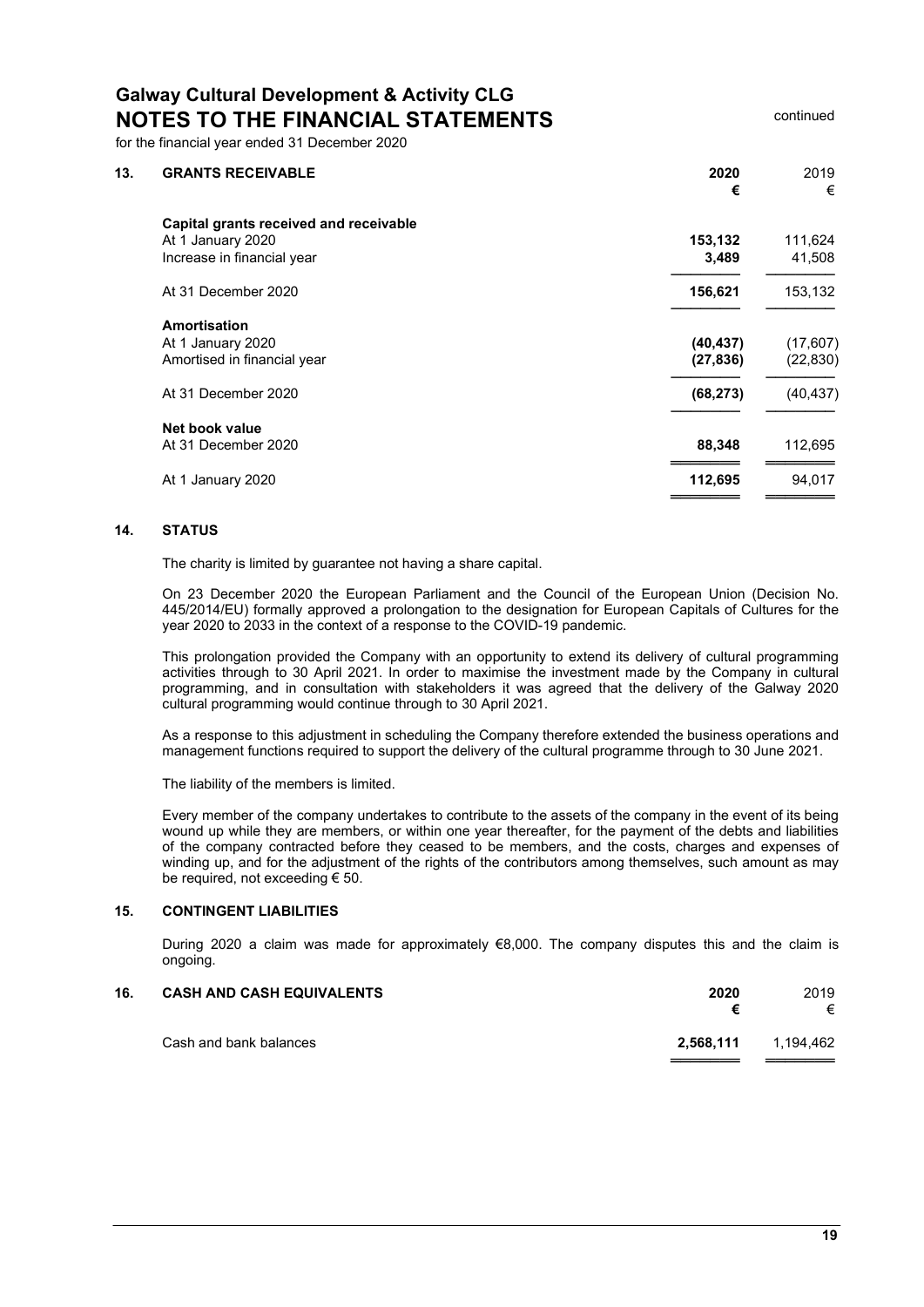# Galway Cultural Development & Activity CLG

## NOTES TO THE FINANCIAL STATEMENTS

continued

for the financial year ended 31 December 2020

### 13. GRANTS RECEIVABLE

| | 2020<br>€ | 2019<br>€ |
|---|---|---|
| **Capital grants received and receivable** | | |
| At 1 January 2020 | **153,132** | 111,624 |
| Increase in financial year | **3,489** | 41,508 |
| At 31 December 2020 | **156,621** | 153,132 |
| **Amortisation** | | |
| At 1 January 2020 | **(40,437)** | (17,607) |
| Amortised in financial year | **(27,836)** | (22,830) |
| At 31 December 2020 | **(68,273)** | (40,437) |
| **Net book value** | | |
| At 31 December 2020 | **88,348** | 112,695 |
| At 1 January 2020 | **112,695** | 94,017 |

### 14. STATUS

The charity is limited by guarantee not having a share capital.

On 23 December 2020 the European Parliament and the Council of the European Union (Decision No. 445/2014/EU) formally approved a prolongation to the designation for European Capitals of Cultures for the year 2020 to 2033 in the context of a response to the COVID-19 pandemic.

This prolongation provided the Company with an opportunity to extend its delivery of cultural programming activities through to 30 April 2021. In order to maximise the investment made by the Company in cultural programming, and in consultation with stakeholders it was agreed that the delivery of the Galway 2020 cultural programming would continue through to 30 April 2021.

As a response to this adjustment in scheduling the Company therefore extended the business operations and management functions required to support the delivery of the cultural programme through to 30 June 2021.

The liability of the members is limited.

Every member of the company undertakes to contribute to the assets of the company in the event of its being wound up while they are members, or within one year thereafter, for the payment of the debts and liabilities of the company contracted before they ceased to be members, and the costs, charges and expenses of winding up, and for the adjustment of the rights of the contributors among themselves, such amount as may be required, not exceeding € 50.

### 15. CONTINGENT LIABILITIES

During 2020 a claim was made for approximately €8,000. The company disputes this and the claim is ongoing.

### 16. CASH AND CASH EQUIVALENTS

| | 2020<br>€ | 2019<br>€ |
|---|---|---|
| Cash and bank balances | **2,568,111** | 1,194,462 |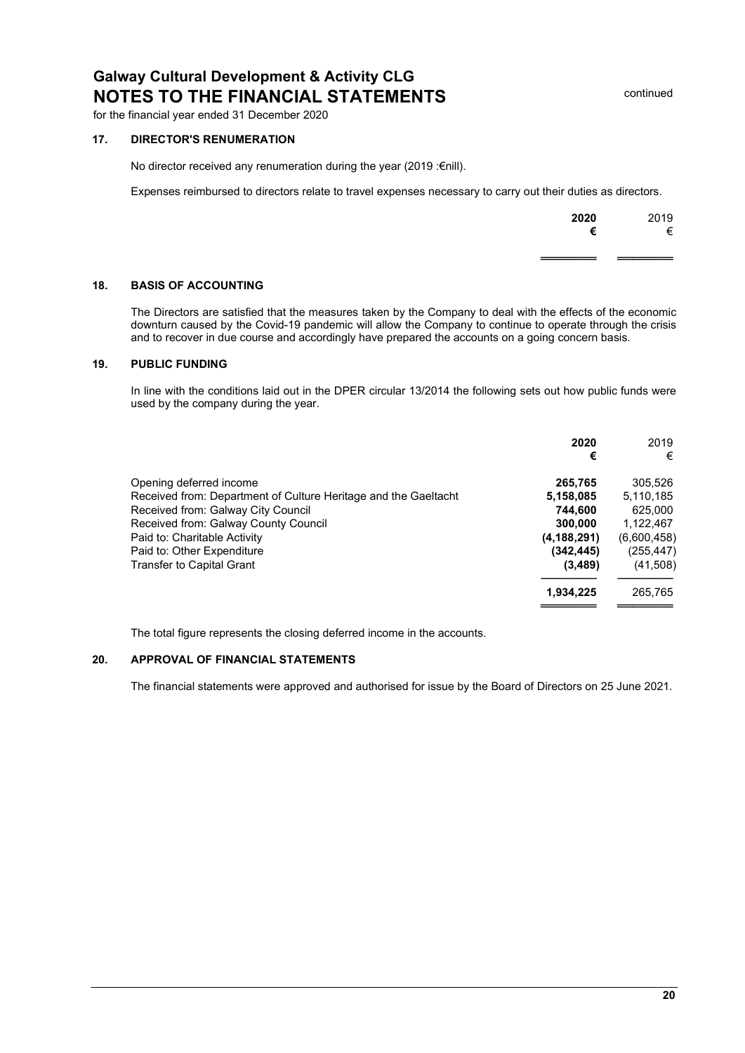# Galway Cultural Development & Activity CLG

## NOTES TO THE FINANCIAL STATEMENTS

continued

for the financial year ended 31 December 2020

### 17. DIRECTOR'S RENUMERATION

No director received any renumeration during the year (2019 :€nill).

Expenses reimbursed to directors relate to travel expenses necessary to carry out their duties as directors.

| | 2020 € | 2019 € |
|---|---|---|
| | | |

### 18. BASIS OF ACCOUNTING

The Directors are satisfied that the measures taken by the Company to deal with the effects of the economic downturn caused by the Covid-19 pandemic will allow the Company to continue to operate through the crisis and to recover in due course and accordingly have prepared the accounts on a going concern basis.

### 19. PUBLIC FUNDING

In line with the conditions laid out in the DPER circular 13/2014 the following sets out how public funds were used by the company during the year.

| | 2020 € | 2019 € |
|---|---|---|
| Opening deferred income | **265,765** | 305,526 |
| Received from: Department of Culture Heritage and the Gaeltacht | **5,158,085** | 5,110,185 |
| Received from: Galway City Council | **744,600** | 625,000 |
| Received from: Galway County Council | **300,000** | 1,122,467 |
| Paid to: Charitable Activity | **(4,188,291)** | (6,600,458) |
| Paid to: Other Expenditure | **(342,445)** | (255,447) |
| Transfer to Capital Grant | **(3,489)** | (41,508) |
| | **1,934,225** | 265,765 |

The total figure represents the closing deferred income in the accounts.

### 20. APPROVAL OF FINANCIAL STATEMENTS

The financial statements were approved and authorised for issue by the Board of Directors on 25 June 2021.